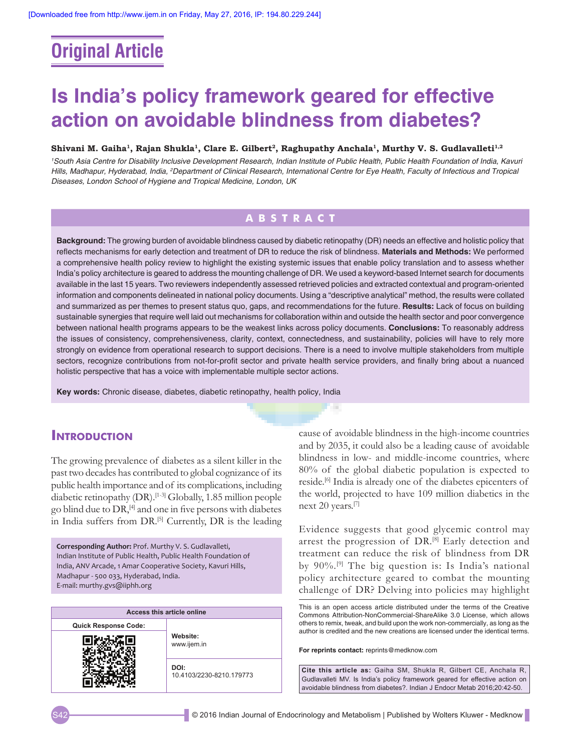Original Article

# Is India's policy framework geared for effective action on avoidable blindness from diabetes?

**Shivani M. Gaiha[1], Rajan Shukla[1], Clare E. Gilbert[2], Raghupathy Anchala[1], Murthy V. S. Gudlavalleti[1,2]**

*[1]South Asia Centre for Disability Inclusive Development Research, Indian Institute of Public Health, Public Health Foundation of India, Kavuri Hills, Madhapur, Hyderabad, India, [2]Department of Clinical Research, International Centre for Eye Health, Faculty of Infectious and Tropical Diseases, London School of Hygiene and Tropical Medicine, London, UK*

## ABSTRACT

**Background:** The growing burden of avoidable blindness caused by diabetic retinopathy (DR) needs an effective and holistic policy that reflects mechanisms for early detection and treatment of DR to reduce the risk of blindness. **Materials and Methods:** We performed a comprehensive health policy review to highlight the existing systemic issues that enable policy translation and to assess whether India's policy architecture is geared to address the mounting challenge of DR. We used a keyword-based Internet search for documents available in the last 15 years. Two reviewers independently assessed retrieved policies and extracted contextual and program-oriented information and components delineated in national policy documents. Using a "descriptive analytical" method, the results were collated and summarized as per themes to present status quo, gaps, and recommendations for the future. **Results:** Lack of focus on building sustainable synergies that require well laid out mechanisms for collaboration within and outside the health sector and poor convergence between national health programs appears to be the weakest links across policy documents. **Conclusions:** To reasonably address the issues of consistency, comprehensiveness, clarity, context, connectedness, and sustainability, policies will have to rely more strongly on evidence from operational research to support decisions. There is a need to involve multiple stakeholders from multiple sectors, recognize contributions from not-for-profit sector and private health service providers, and finally bring about a nuanced holistic perspective that has a voice with implementable multiple sector actions.

**Key words:** Chronic disease, diabetes, diabetic retinopathy, health policy, India

## Introduction

The growing prevalence of diabetes as a silent killer in the past two decades has contributed to global cognizance of its public health importance and of its complications, including diabetic retinopathy (DR).[1-3] Globally, 1.85 million people go blind due to DR,[4] and one in five persons with diabetes in India suffers from DR.[5] Currently, DR is the leading cause of avoidable blindness in the high-income countries and by 2035, it could also be a leading cause of avoidable blindness in low- and middle-income countries, where 80% of the global diabetic population is expected to reside.[6] India is already one of the diabetes epicenters of the world, projected to have 109 million diabetics in the next 20 years.[7]

Evidence suggests that good glycemic control may arrest the progression of DR.[8] Early detection and treatment can reduce the risk of blindness from DR by 90%.[9] The big question is: Is India's national policy architecture geared to combat the mounting challenge of DR? Delving into policies may highlight

**Corresponding Author:** Prof. Murthy V. S. Gudlavalleti, Indian Institute of Public Health, Public Health Foundation of India, ANV Arcade, 1 Amar Cooperative Society, Kavuri Hills, Madhapur - 500 033, Hyderabad, India. E-mail: murthy.gvs@iiphh.org

| Access this article online | |
|---|---|
| Quick Response Code: | Website: www.ijem.in |
| | DOI: 10.4103/2230-8210.179773 |

This is an open access article distributed under the terms of the Creative Commons Attribution-NonCommercial-ShareAlike 3.0 License, which allows others to remix, tweak, and build upon the work non-commercially, as long as the author is credited and the new creations are licensed under the identical terms.

**For reprints contact:** reprints@medknow.com

**Cite this article as:** Gaiha SM, Shukla R, Gilbert CE, Anchala R, Gudlavalleti MV. Is India's policy framework geared for effective action on avoidable blindness from diabetes?. Indian J Endocr Metab 2016;20:42-50.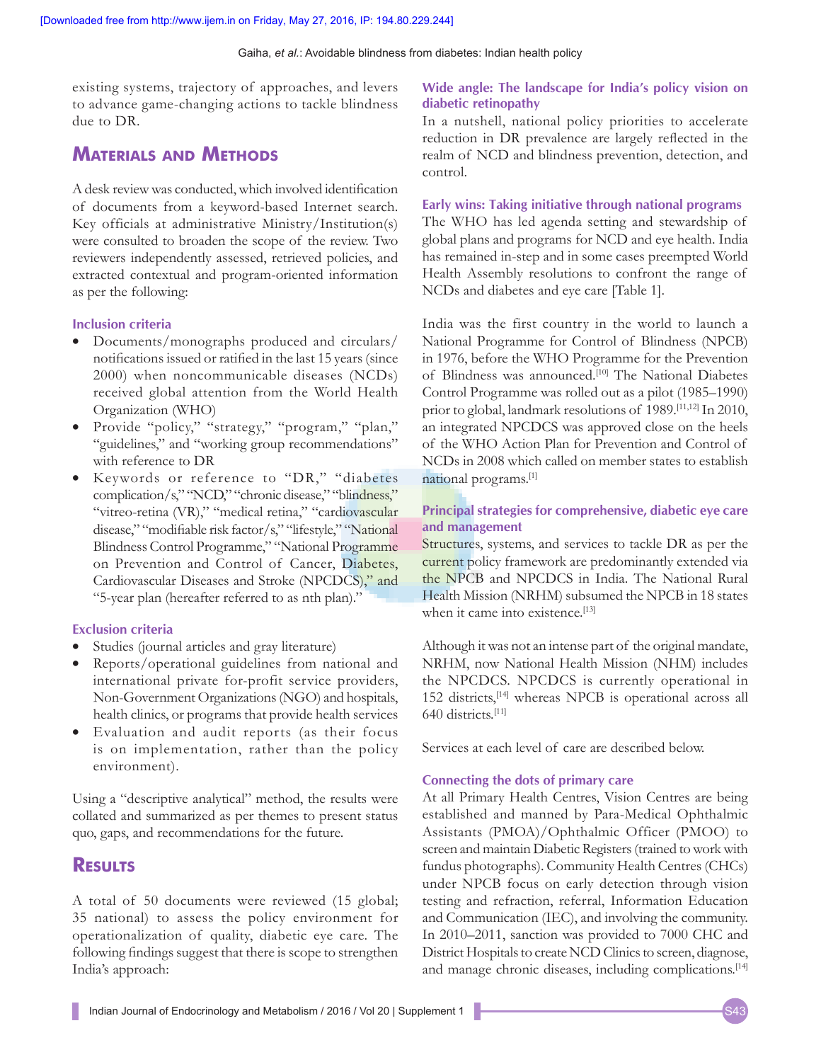existing systems, trajectory of approaches, and levers to advance game-changing actions to tackle blindness due to DR.

## Materials and Methods

A desk review was conducted, which involved identification of documents from a keyword-based Internet search. Key officials at administrative Ministry/Institution(s) were consulted to broaden the scope of the review. Two reviewers independently assessed, retrieved policies, and extracted contextual and program-oriented information as per the following:

### Inclusion criteria

- Documents/monographs produced and circulars/notifications issued or ratified in the last 15 years (since 2000) when noncommunicable diseases (NCDs) received global attention from the World Health Organization (WHO)
- Provide "policy," "strategy," "program," "plan," "guidelines," and "working group recommendations" with reference to DR
- Keywords or reference to "DR," "diabetes complication/s," "NCD," "chronic disease," "blindness," "vitreo-retina (VR)," "medical retina," "cardiovascular disease," "modifiable risk factor/s," "lifestyle," "National Blindness Control Programme," "National Programme on Prevention and Control of Cancer, Diabetes, Cardiovascular Diseases and Stroke (NPCDCS)," and "5-year plan (hereafter referred to as nth plan)."

### Exclusion criteria

- Studies (journal articles and gray literature)
- Reports/operational guidelines from national and international private for-profit service providers, Non-Government Organizations (NGO) and hospitals, health clinics, or programs that provide health services
- Evaluation and audit reports (as their focus is on implementation, rather than the policy environment).

Using a "descriptive analytical" method, the results were collated and summarized as per themes to present status quo, gaps, and recommendations for the future.

## Results

A total of 50 documents were reviewed (15 global; 35 national) to assess the policy environment for operationalization of quality, diabetic eye care. The following findings suggest that there is scope to strengthen India's approach:

### Wide angle: The landscape for India's policy vision on diabetic retinopathy

In a nutshell, national policy priorities to accelerate reduction in DR prevalence are largely reflected in the realm of NCD and blindness prevention, detection, and control.

### Early wins: Taking initiative through national programs

The WHO has led agenda setting and stewardship of global plans and programs for NCD and eye health. India has remained in-step and in some cases preempted World Health Assembly resolutions to confront the range of NCDs and diabetes and eye care [Table 1].

India was the first country in the world to launch a National Programme for Control of Blindness (NPCB) in 1976, before the WHO Programme for the Prevention of Blindness was announced.[10] The National Diabetes Control Programme was rolled out as a pilot (1985–1990) prior to global, landmark resolutions of 1989.[11,12] In 2010, an integrated NPCDCS was approved close on the heels of the WHO Action Plan for Prevention and Control of NCDs in 2008 which called on member states to establish national programs.[1]

### Principal strategies for comprehensive, diabetic eye care and management

Structures, systems, and services to tackle DR as per the current policy framework are predominantly extended via the NPCB and NPCDCS in India. The National Rural Health Mission (NRHM) subsumed the NPCB in 18 states when it came into existence.[13]

Although it was not an intense part of the original mandate, NRHM, now National Health Mission (NHM) includes the NPCDCS. NPCDCS is currently operational in 152 districts,[14] whereas NPCB is operational across all 640 districts.[11]

Services at each level of care are described below.

### Connecting the dots of primary care

At all Primary Health Centres, Vision Centres are being established and manned by Para-Medical Ophthalmic Assistants (PMOA)/Ophthalmic Officer (PMOO) to screen and maintain Diabetic Registers (trained to work with fundus photographs). Community Health Centres (CHCs) under NPCB focus on early detection through vision testing and refraction, referral, Information Education and Communication (IEC), and involving the community. In 2010–2011, sanction was provided to 7000 CHC and District Hospitals to create NCD Clinics to screen, diagnose, and manage chronic diseases, including complications.[14]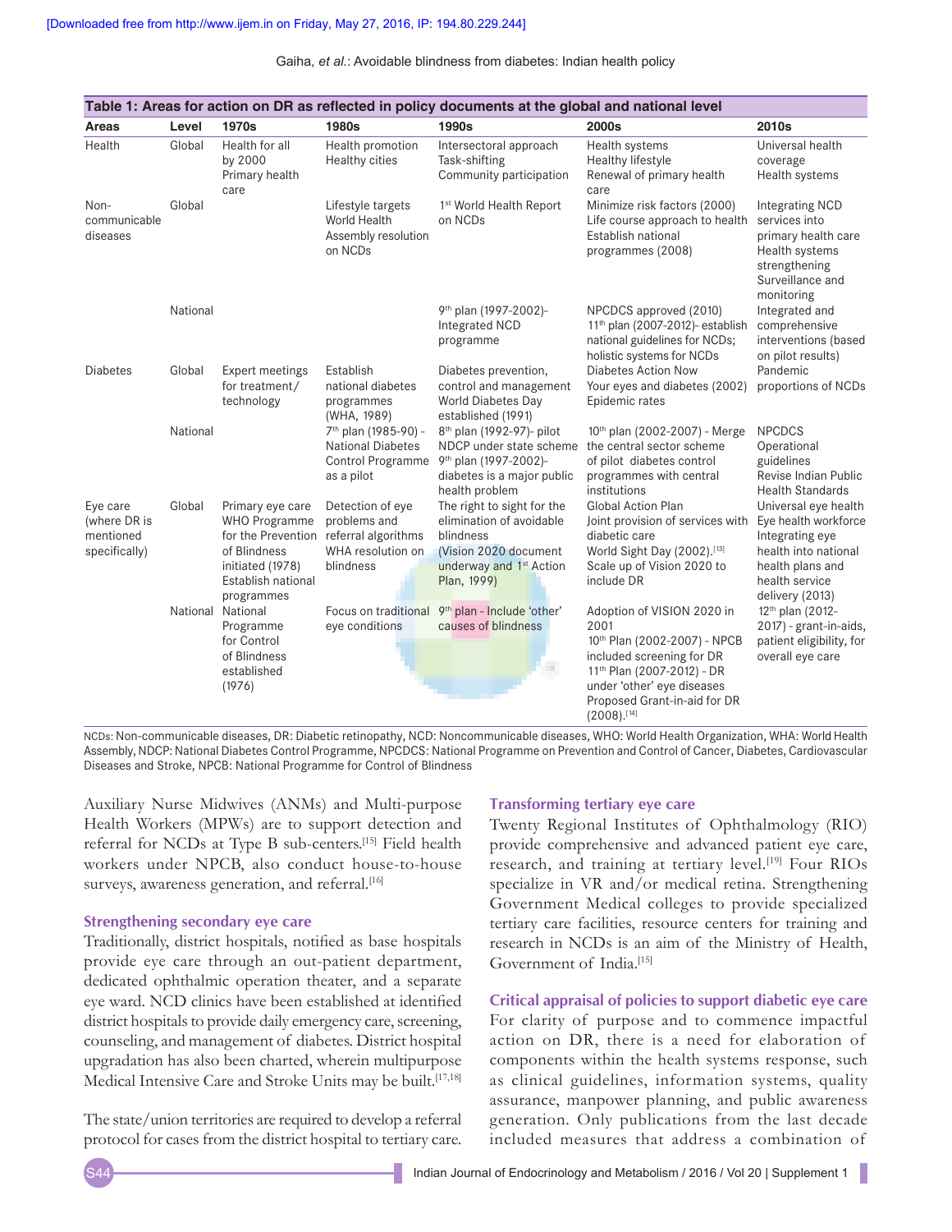**Table 1: Areas for action on DR as reflected in policy documents at the global and national level**

| Areas | Level | 1970s | 1980s | 1990s | 2000s | 2010s |
|---|---|---|---|---|---|---|
| Health | Global | Health for all by 2000 Primary health care | Health promotion Healthy cities | Intersectoral approach Task-shifting Community participation | Health systems Healthy lifestyle Renewal of primary health care | Universal health coverage Health systems |
| Non-communicable diseases | Global | | Lifestyle targets World Health Assembly resolution on NCDs | 1st World Health Report on NCDs | Minimize risk factors (2000) Life course approach to health Establish national programmes (2008) | Integrating NCD services into primary health care Health systems strengthening Surveillance and monitoring |
| | National | | | 9th plan (1997-2002)- Integrated NCD programme | NPCDCS approved (2010) 11th plan (2007-2012)- establish national guidelines for NCDs; holistic systems for NCDs | Integrated and comprehensive interventions (based on pilot results) |
| Diabetes | Global | Expert meetings for treatment/ technology | Establish national diabetes programmes (WHA, 1989) | Diabetes prevention, control and management World Diabetes Day established (1991) | Diabetes Action Now Your eyes and diabetes (2002) Epidemic rates | Pandemic proportions of NCDs |
| | National | | 7th plan (1985-90) - National Diabetes Control Programme as a pilot | 8th plan (1992-97)- pilot NDCP under state scheme 9th plan (1997-2002)- diabetes is a major public health problem | 10th plan (2002-2007) - Merge the central sector scheme of pilot diabetes control programmes with central institutions | NPCDCS Operational guidelines Revise Indian Public Health Standards |
| Eye care (where DR is mentioned specifically) | Global | Primary eye care WHO Programme for the Prevention of Blindness initiated (1978) Establish national programmes | Detection of eye problems and referral algorithms WHA resolution on blindness | The right to sight for the elimination of avoidable blindness (Vision 2020 document underway and 1st Action Plan, 1999) | Global Action Plan Joint provision of services with diabetic care World Sight Day (2002).[13] Scale up of Vision 2020 to include DR | Universal eye health Eye health workforce Integrating eye health into national health plans and health service delivery (2013) |
| | National | National Programme for Control of Blindness established (1976) | Focus on traditional eye conditions | 9th plan - Include 'other' causes of blindness | Adoption of VISION 2020 in 2001 10th Plan (2002-2007) - NPCB included screening for DR 11th Plan (2007-2012) - DR under 'other' eye diseases Proposed Grant-in-aid for DR (2008).[14] | 12th plan (2012-2017) - grant-in-aids, patient eligibility, for overall eye care |

NCDs: Non-communicable diseases, DR: Diabetic retinopathy, NCD: Noncommunicable diseases, WHO: World Health Organization, WHA: World Health Assembly, NDCP: National Diabetes Control Programme, NPCDCS: National Programme on Prevention and Control of Cancer, Diabetes, Cardiovascular Diseases and Stroke, NPCB: National Programme for Control of Blindness

Auxiliary Nurse Midwives (ANMs) and Multi-purpose Health Workers (MPWs) are to support detection and referral for NCDs at Type B sub-centers.[15] Field health workers under NPCB, also conduct house-to-house surveys, awareness generation, and referral.[16]

### Strengthening secondary eye care

Traditionally, district hospitals, notified as base hospitals provide eye care through an out-patient department, dedicated ophthalmic operation theater, and a separate eye ward. NCD clinics have been established at identified district hospitals to provide daily emergency care, screening, counseling, and management of diabetes. District hospital upgradation has also been charted, wherein multipurpose Medical Intensive Care and Stroke Units may be built.[17,18]

The state/union territories are required to develop a referral protocol for cases from the district hospital to tertiary care.

### Transforming tertiary eye care

Twenty Regional Institutes of Ophthalmology (RIO) provide comprehensive and advanced patient eye care, research, and training at tertiary level.[19] Four RIOs specialize in VR and/or medical retina. Strengthening Government Medical colleges to provide specialized tertiary care facilities, resource centers for training and research in NCDs is an aim of the Ministry of Health, Government of India.[15]

### Critical appraisal of policies to support diabetic eye care

For clarity of purpose and to commence impactful action on DR, there is a need for elaboration of components within the health systems response, such as clinical guidelines, information systems, quality assurance, manpower planning, and public awareness generation. Only publications from the last decade included measures that address a combination of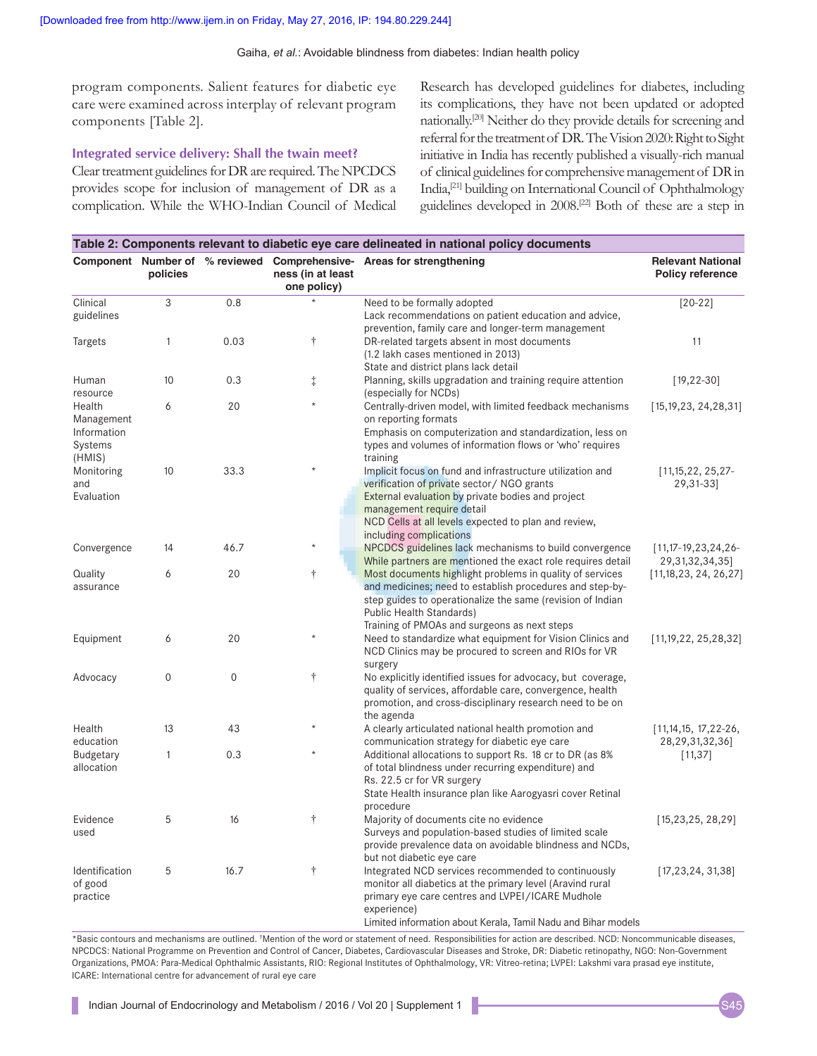program components. Salient features for diabetic eye care were examined across interplay of relevant program components [Table 2].

### Integrated service delivery: Shall the twain meet?

Clear treatment guidelines for DR are required. The NPCDCS provides scope for inclusion of management of DR as a complication. While the WHO-Indian Council of Medical Research has developed guidelines for diabetes, including its complications, they have not been updated or adopted nationally.[20] Neither do they provide details for screening and referral for the treatment of DR. The Vision 2020: Right to Sight initiative in India has recently published a visually-rich manual of clinical guidelines for comprehensive management of DR in India,[21] building on International Council of Ophthalmology guidelines developed in 2008.[22] Both of these are a step in

**Table 2: Components relevant to diabetic eye care delineated in national policy documents**

| Component | Number of policies | % reviewed | Comprehensive-ness (in at least one policy) | Areas for strengthening | Relevant National Policy reference |
|---|---|---|---|---|---|
| Clinical guidelines | 3 | 0.8 | * | Need to be formally adopted<br>Lack recommendations on patient education and advice, prevention, family care and longer-term management | [20-22] |
| Targets | 1 | 0.03 | † | DR-related targets absent in most documents (1.2 lakh cases mentioned in 2013)<br>State and district plans lack detail | 11 |
| Human resource | 10 | 0.3 | ‡ | Planning, skills upgradation and training require attention (especially for NCDs) | [19,22-30] |
| Health Management Information Systems (HMIS) | 6 | 20 | * | Centrally-driven model, with limited feedback mechanisms on reporting formats<br>Emphasis on computerization and standardization, less on types and volumes of information flows or 'who' requires training | [15,19,23, 24,28,31] |
| Monitoring and Evaluation | 10 | 33.3 | * | Implicit focus on fund and infrastructure utilization and verification of private sector/ NGO grants<br>External evaluation by private bodies and project management require detail<br>NCD Cells at all levels expected to plan and review, including complications | [11,15,22, 25,27-29,31-33] |
| Convergence | 14 | 46.7 | * | NPCDCS guidelines lack mechanisms to build convergence<br>While partners are mentioned the exact role requires detail | [11,17-19,23,24,26-29,31,32,34,35] |
| Quality assurance | 6 | 20 | † | Most documents highlight problems in quality of services and medicines; need to establish procedures and step-by-step guides to operationalize the same (revision of Indian Public Health Standards)<br>Training of PMOAs and surgeons as next steps | [11,18,23, 24, 26,27] |
| Equipment | 6 | 20 | * | Need to standardize what equipment for Vision Clinics and NCD Clinics may be procured to screen and RIOs for VR surgery | [11,19,22, 25,28,32] |
| Advocacy | 0 | 0 | † | No explicitly identified issues for advocacy, but coverage, quality of services, affordable care, convergence, health promotion, and cross-disciplinary research need to be on the agenda | |
| Health education | 13 | 43 | * | A clearly articulated national health promotion and communication strategy for diabetic eye care | [11,14,15, 17,22-26, 28,29,31,32,36] |
| Budgetary allocation | 1 | 0.3 | * | Additional allocations to support Rs. 18 cr to DR (as 8% of total blindness under recurring expenditure) and Rs. 22.5 cr for VR surgery<br>State Health insurance plan like Aarogyasri cover Retinal procedure | [11,37] |
| Evidence used | 5 | 16 | † | Majority of documents cite no evidence<br>Surveys and population-based studies of limited scale provide prevalence data on avoidable blindness and NCDs, but not diabetic eye care | [15,23,25, 28,29] |
| Identification of good practice | 5 | 16.7 | † | Integrated NCD services recommended to continuously monitor all diabetics at the primary level (Aravind rural primary eye care centres and LVPEI/ICARE Mudhole experience)<br>Limited information about Kerala, Tamil Nadu and Bihar models | [17,23,24, 31,38] |

*Basic contours and mechanisms are outlined. †Mention of the word or statement of need. Responsibilities for action are described. NCD: Noncommunicable diseases, NPCDCS: National Programme on Prevention and Control of Cancer, Diabetes, Cardiovascular Diseases and Stroke, DR: Diabetic retinopathy, NGO: Non-Government Organizations, PMOA: Para-Medical Ophthalmic Assistants, RIO: Regional Institutes of Ophthalmology, VR: Vitreo-retina; LVPEI: Lakshmi vara prasad eye institute, ICARE: International centre for advancement of rural eye care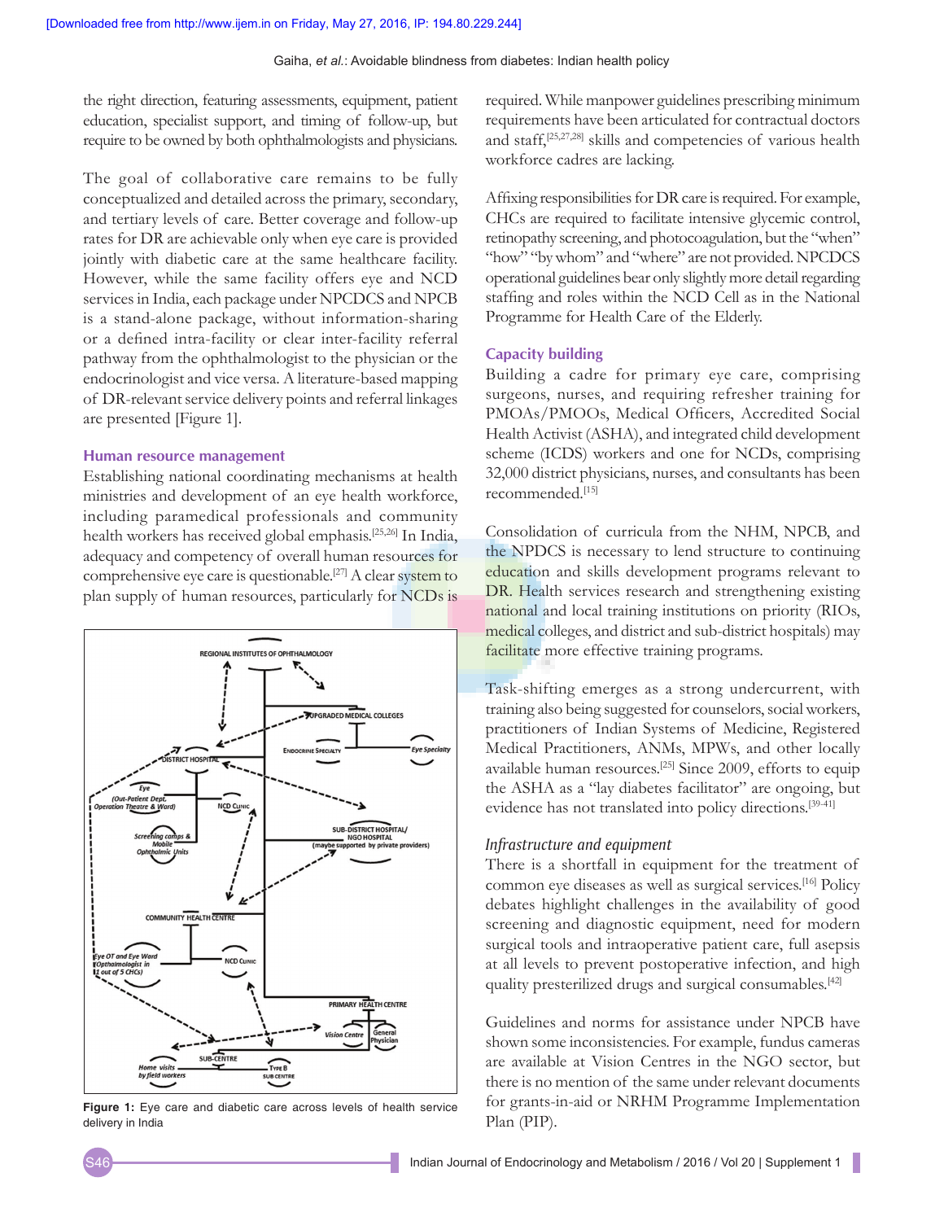the right direction, featuring assessments, equipment, patient education, specialist support, and timing of follow-up, but require to be owned by both ophthalmologists and physicians.

The goal of collaborative care remains to be fully conceptualized and detailed across the primary, secondary, and tertiary levels of care. Better coverage and follow-up rates for DR are achievable only when eye care is provided jointly with diabetic care at the same healthcare facility. However, while the same facility offers eye and NCD services in India, each package under NPCDCS and NPCB is a stand-alone package, without information-sharing or a defined intra-facility or clear inter-facility referral pathway from the ophthalmologist to the physician or the endocrinologist and vice versa. A literature-based mapping of DR-relevant service delivery points and referral linkages are presented [Figure 1].

### Human resource management

Establishing national coordinating mechanisms at health ministries and development of an eye health workforce, including paramedical professionals and community health workers has received global emphasis.[25,26] In India, adequacy and competency of overall human resources for comprehensive eye care is questionable.[27] A clear system to plan supply of human resources, particularly for NCDs is required. While manpower guidelines prescribing minimum requirements have been articulated for contractual doctors and staff,[25,27,28] skills and competencies of various health workforce cadres are lacking.

Figure 1: Eye care and diabetic care across levels of health service delivery in India

Affixing responsibilities for DR care is required. For example, CHCs are required to facilitate intensive glycemic control, retinopathy screening, and photocoagulation, but the "when" "how" "by whom" and "where" are not provided. NPCDCS operational guidelines bear only slightly more detail regarding staffing and roles within the NCD Cell as in the National Programme for Health Care of the Elderly.

### Capacity building

Building a cadre for primary eye care, comprising surgeons, nurses, and requiring refresher training for PMOAs/PMOOs, Medical Officers, Accredited Social Health Activist (ASHA), and integrated child development scheme (ICDS) workers and one for NCDs, comprising 32,000 district physicians, nurses, and consultants has been recommended.[15]

Consolidation of curricula from the NHM, NPCB, and the NPDCS is necessary to lend structure to continuing education and skills development programs relevant to DR. Health services research and strengthening existing national and local training institutions on priority (RIOs, medical colleges, and district and sub-district hospitals) may facilitate more effective training programs.

Task-shifting emerges as a strong undercurrent, with training also being suggested for counselors, social workers, practitioners of Indian Systems of Medicine, Registered Medical Practitioners, ANMs, MPWs, and other locally available human resources.[25] Since 2009, efforts to equip the ASHA as a "lay diabetes facilitator" are ongoing, but evidence has not translated into policy directions.[39-41]

#### *Infrastructure and equipment*

There is a shortfall in equipment for the treatment of common eye diseases as well as surgical services.[16] Policy debates highlight challenges in the availability of good screening and diagnostic equipment, need for modern surgical tools and intraoperative patient care, full asepsis at all levels to prevent postoperative infection, and high quality presterilized drugs and surgical consumables.[42]

Guidelines and norms for assistance under NPCB have shown some inconsistencies. For example, fundus cameras are available at Vision Centres in the NGO sector, but there is no mention of the same under relevant documents for grants-in-aid or NRHM Programme Implementation Plan (PIP).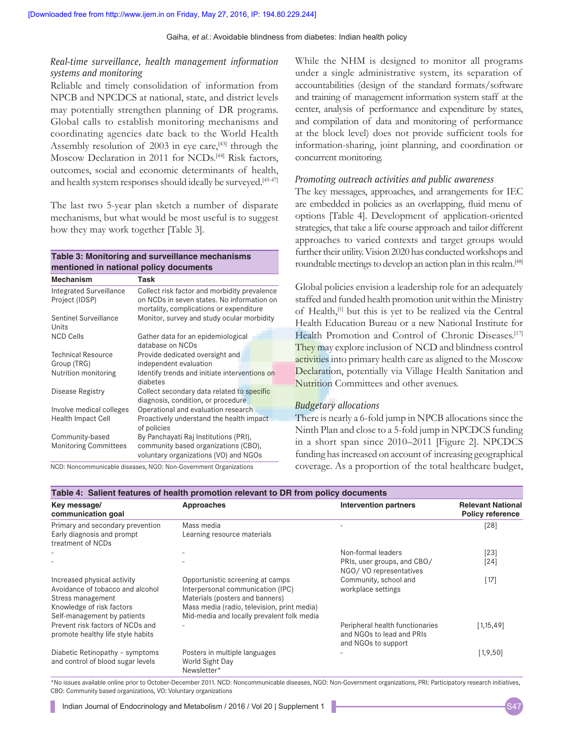### *Real-time surveillance, health management information systems and monitoring*

Reliable and timely consolidation of information from NPCB and NPCDCS at national, state, and district levels may potentially strengthen planning of DR programs. Global calls to establish monitoring mechanisms and coordinating agencies date back to the World Health Assembly resolution of 2003 in eye care,[43] through the Moscow Declaration in 2011 for NCDs.[44] Risk factors, outcomes, social and economic determinants of health, and health system responses should ideally be surveyed.[45-47]

The last two 5-year plan sketch a number of disparate mechanisms, but what would be most useful is to suggest how they may work together [Table 3].

**Table 3: Monitoring and surveillance mechanisms mentioned in national policy documents**

| Mechanism | Task |
|---|---|
| Integrated Surveillance Project (IDSP) | Collect risk factor and morbidity prevalence on NCDs in seven states. No information on mortality, complications or expenditure |
| Sentinel Surveillance Units | Monitor, survey and study ocular morbidity |
| NCD Cells | Gather data for an epidemiological database on NCDs |
| Technical Resource Group (TRG) | Provide dedicated oversight and independent evaluation |
| Nutrition monitoring | Identify trends and initiate interventions on diabetes |
| Disease Registry | Collect secondary data related to specific diagnosis, condition, or procedure |
| Involve medical colleges | Operational and evaluation research |
| Health Impact Cell | Proactively understand the health impact of policies |
| Community-based Monitoring Committees | By Panchayati Raj Institutions (PRI), community based organizations (CBO), voluntary organizations (VO) and NGOs |

NCD: Noncommunicable diseases, NGO: Non-Government Organizations

While the NHM is designed to monitor all programs under a single administrative system, its separation of accountabilities (design of the standard formats/software and training of management information system staff at the center, analysis of performance and expenditure by states, and compilation of data and monitoring of performance at the block level) does not provide sufficient tools for information-sharing, joint planning, and coordination or concurrent monitoring.

### *Promoting outreach activities and public awareness*

The key messages, approaches, and arrangements for IEC are embedded in policies as an overlapping, fluid menu of options [Table 4]. Development of application-oriented strategies, that take a life course approach and tailor different approaches to varied contexts and target groups would further their utility. Vision 2020 has conducted workshops and roundtable meetings to develop an action plan in this realm.[48]

Global policies envision a leadership role for an adequately staffed and funded health promotion unit within the Ministry of Health,[1] but this is yet to be realized via the Central Health Education Bureau or a new National Institute for Health Promotion and Control of Chronic Diseases.[17] They may explore inclusion of NCD and blindness control activities into primary health care as aligned to the Moscow Declaration, potentially via Village Health Sanitation and Nutrition Committees and other avenues.

### *Budgetary allocations*

There is nearly a 6-fold jump in NPCB allocations since the Ninth Plan and close to a 5-fold jump in NPCDCS funding in a short span since 2010–2011 [Figure 2]. NPCDCS funding has increased on account of increasing geographical coverage. As a proportion of the total healthcare budget,

**Table 4: Salient features of health promotion relevant to DR from policy documents**

| Key message/ communication goal | Approaches | Intervention partners | Relevant National Policy reference |
|---|---|---|---|
| Primary and secondary prevention<br>Early diagnosis and prompt treatment of NCDs | Mass media<br>Learning resource materials | - | [28] |
| - | - | Non-formal leaders | [23] |
| - | - | PRIs, user groups, and CBO/ NGO/ VO representatives | [24] |
| Increased physical activity<br>Avoidance of tobacco and alcohol<br>Stress management<br>Knowledge of risk factors<br>Self-management by patients | Opportunistic screening at camps<br>Interpersonal communication (IPC)<br>Materials (posters and banners)<br>Mass media (radio, television, print media)<br>Mid-media and locally prevalent folk media | Community, school and workplace settings | [17] |
| Prevent risk factors of NCDs and promote healthy life style habits | - | Peripheral health functionaries and NGOs to lead and PRIs and NGOs to support | [1,15,49] |
| Diabetic Retinopathy – symptoms and control of blood sugar levels | Posters in multiple languages<br>World Sight Day<br>Newsletter* | - | [1,9,50] |

*No issues available online prior to October-December 2011. NCD: Noncommunicable diseases, NGO: Non-Government organizations, PRI: Participatory research initiatives, CBO: Community based organizations, VO: Voluntary organizations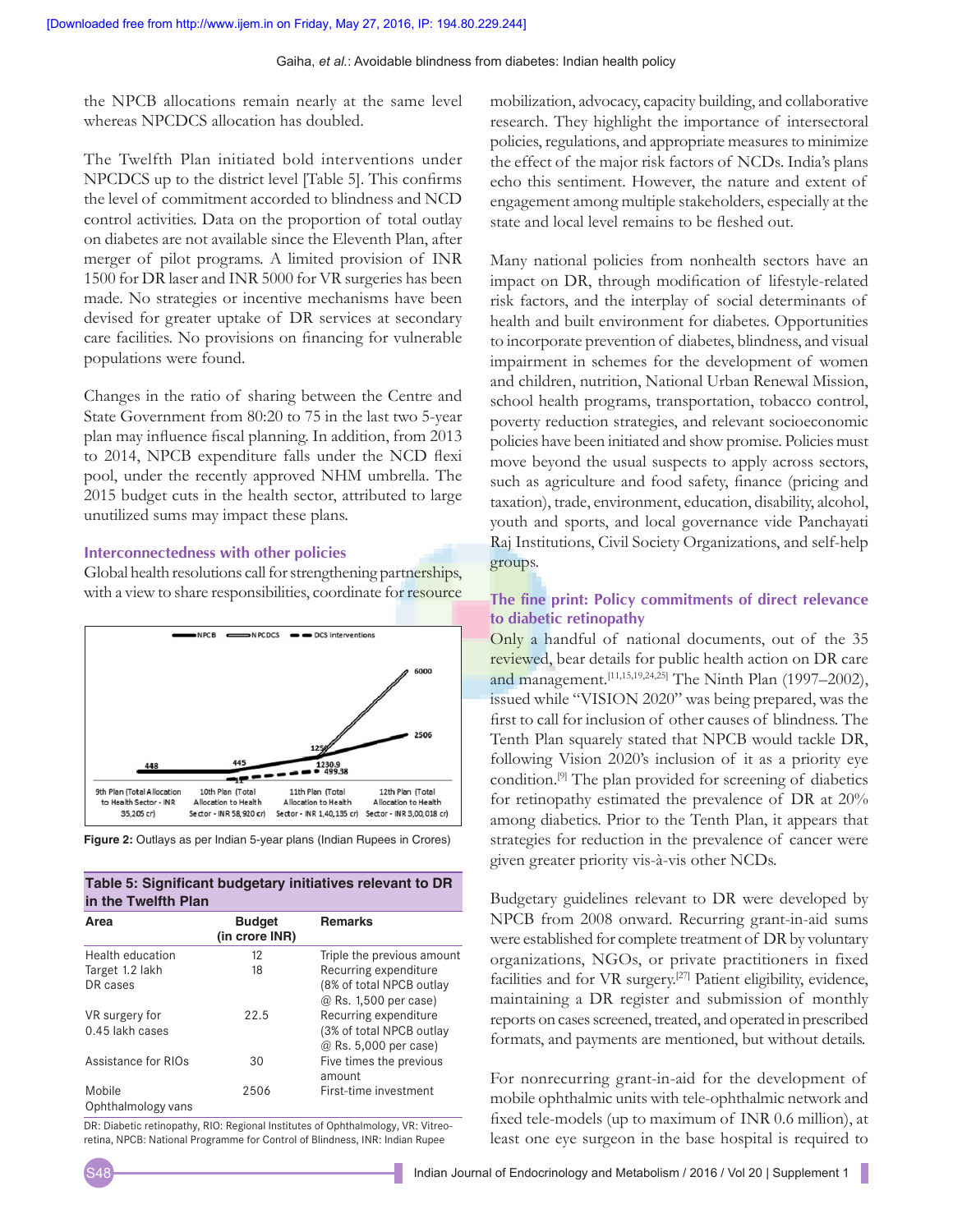the NPCB allocations remain nearly at the same level whereas NPCDCS allocation has doubled.

The Twelfth Plan initiated bold interventions under NPCDCS up to the district level [Table 5]. This confirms the level of commitment accorded to blindness and NCD control activities. Data on the proportion of total outlay on diabetes are not available since the Eleventh Plan, after merger of pilot programs. A limited provision of INR 1500 for DR laser and INR 5000 for VR surgeries has been made. No strategies or incentive mechanisms have been devised for greater uptake of DR services at secondary care facilities. No provisions on financing for vulnerable populations were found.

Changes in the ratio of sharing between the Centre and State Government from 80:20 to 75 in the last two 5-year plan may influence fiscal planning. In addition, from 2013 to 2014, NPCB expenditure falls under the NCD flexi pool, under the recently approved NHM umbrella. The 2015 budget cuts in the health sector, attributed to large unutilized sums may impact these plans.

### Interconnectedness with other policies

Global health resolutions call for strengthening partnerships, with a view to share responsibilities, coordinate for resource mobilization, advocacy, capacity building, and collaborative research. They highlight the importance of intersectoral policies, regulations, and appropriate measures to minimize the effect of the major risk factors of NCDs. India's plans echo this sentiment. However, the nature and extent of engagement among multiple stakeholders, especially at the state and local level remains to be fleshed out.

Many national policies from nonhealth sectors have an impact on DR, through modification of lifestyle-related risk factors, and the interplay of social determinants of health and built environment for diabetes. Opportunities to incorporate prevention of diabetes, blindness, and visual impairment in schemes for the development of women and children, nutrition, National Urban Renewal Mission, school health programs, transportation, tobacco control, poverty reduction strategies, and relevant socioeconomic policies have been initiated and show promise. Policies must move beyond the usual suspects to apply across sectors, such as agriculture and food safety, finance (pricing and taxation), trade, environment, education, disability, alcohol, youth and sports, and local governance vide Panchayati Raj Institutions, Civil Society Organizations, and self-help groups.

Figure 2: Outlays as per Indian 5-year plans (Indian Rupees in Crores)

**Table 5: Significant budgetary initiatives relevant to DR in the Twelfth Plan**

| Area | Budget (in crore INR) | Remarks |
|---|---|---|
| Health education | 12 | Triple the previous amount |
| Target 1.2 lakh DR cases | 18 | Recurring expenditure (8% of total NPCB outlay @ Rs. 1,500 per case) |
| VR surgery for 0.45 lakh cases | 22.5 | Recurring expenditure (3% of total NPCB outlay @ Rs. 5,000 per case) |
| Assistance for RIOs | 30 | Five times the previous amount |
| Mobile Ophthalmology vans | 2506 | First-time investment |

DR: Diabetic retinopathy, RIO: Regional Institutes of Ophthalmology, VR: Vitreo-retina, NPCB: National Programme for Control of Blindness, INR: Indian Rupee

### The fine print: Policy commitments of direct relevance to diabetic retinopathy

Only a handful of national documents, out of the 35 reviewed, bear details for public health action on DR care and management.[11,15,19,24,25] The Ninth Plan (1997–2002), issued while "VISION 2020" was being prepared, was the first to call for inclusion of other causes of blindness. The Tenth Plan squarely stated that NPCB would tackle DR, following Vision 2020's inclusion of it as a priority eye condition.[9] The plan provided for screening of diabetics for retinopathy estimated the prevalence of DR at 20% among diabetics. Prior to the Tenth Plan, it appears that strategies for reduction in the prevalence of cancer were given greater priority vis-à-vis other NCDs.

Budgetary guidelines relevant to DR were developed by NPCB from 2008 onward. Recurring grant-in-aid sums were established for complete treatment of DR by voluntary organizations, NGOs, or private practitioners in fixed facilities and for VR surgery.[27] Patient eligibility, evidence, maintaining a DR register and submission of monthly reports on cases screened, treated, and operated in prescribed formats, and payments are mentioned, but without details.

For nonrecurring grant-in-aid for the development of mobile ophthalmic units with tele-ophthalmic network and fixed tele-models (up to maximum of INR 0.6 million), at least one eye surgeon in the base hospital is required to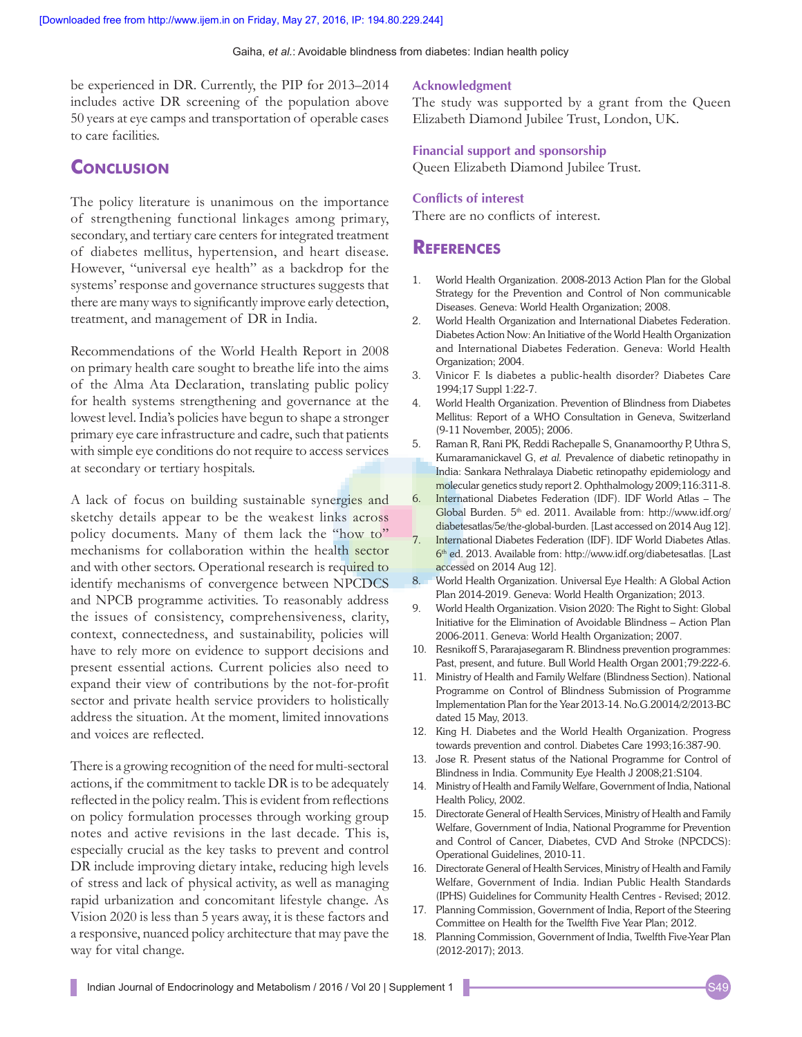be experienced in DR. Currently, the PIP for 2013–2014 includes active DR screening of the population above 50 years at eye camps and transportation of operable cases to care facilities.

## Conclusion

The policy literature is unanimous on the importance of strengthening functional linkages among primary, secondary, and tertiary care centers for integrated treatment of diabetes mellitus, hypertension, and heart disease. However, "universal eye health" as a backdrop for the systems' response and governance structures suggests that there are many ways to significantly improve early detection, treatment, and management of DR in India.

Recommendations of the World Health Report in 2008 on primary health care sought to breathe life into the aims of the Alma Ata Declaration, translating public policy for health systems strengthening and governance at the lowest level. India's policies have begun to shape a stronger primary eye care infrastructure and cadre, such that patients with simple eye conditions do not require to access services at secondary or tertiary hospitals.

A lack of focus on building sustainable synergies and sketchy details appear to be the weakest links across policy documents. Many of them lack the "how to" mechanisms for collaboration within the health sector and with other sectors. Operational research is required to identify mechanisms of convergence between NPCDCS and NPCB programme activities. To reasonably address the issues of consistency, comprehensiveness, clarity, context, connectedness, and sustainability, policies will have to rely more on evidence to support decisions and present essential actions. Current policies also need to expand their view of contributions by the not-for-profit sector and private health service providers to holistically address the situation. At the moment, limited innovations and voices are reflected.

There is a growing recognition of the need for multi-sectoral actions, if the commitment to tackle DR is to be adequately reflected in the policy realm. This is evident from reflections on policy formulation processes through working group notes and active revisions in the last decade. This is, especially crucial as the key tasks to prevent and control DR include improving dietary intake, reducing high levels of stress and lack of physical activity, as well as managing rapid urbanization and concomitant lifestyle change. As Vision 2020 is less than 5 years away, it is these factors and a responsive, nuanced policy architecture that may pave the way for vital change.

### Acknowledgment

The study was supported by a grant from the Queen Elizabeth Diamond Jubilee Trust, London, UK.

### Financial support and sponsorship

Queen Elizabeth Diamond Jubilee Trust.

### Conflicts of interest

There are no conflicts of interest.

## References

1. World Health Organization. 2008-2013 Action Plan for the Global Strategy for the Prevention and Control of Non communicable Diseases. Geneva: World Health Organization; 2008.
2. World Health Organization and International Diabetes Federation. Diabetes Action Now: An Initiative of the World Health Organization and International Diabetes Federation. Geneva: World Health Organization; 2004.
3. Vinicor F. Is diabetes a public-health disorder? Diabetes Care 1994;17 Suppl 1:22-7.
4. World Health Organization. Prevention of Blindness from Diabetes Mellitus: Report of a WHO Consultation in Geneva, Switzerland (9-11 November, 2005); 2006.
5. Raman R, Rani PK, Reddi Rachepalle S, Gnanamoorthy P, Uthra S, Kumaramanickavel G, *et al.* Prevalence of diabetic retinopathy in India: Sankara Nethralaya Diabetic retinopathy epidemiology and molecular genetics study report 2. Ophthalmology 2009;116:311-8.
6. International Diabetes Federation (IDF). IDF World Atlas – The Global Burden. 5th ed. 2011. Available from: http://www.idf.org/diabetesatlas/5e/the-global-burden. [Last accessed on 2014 Aug 12].
7. International Diabetes Federation (IDF). IDF World Diabetes Atlas. 6th ed. 2013. Available from: http://www.idf.org/diabetesatlas. [Last accessed on 2014 Aug 12].
8. World Health Organization. Universal Eye Health: A Global Action Plan 2014-2019. Geneva: World Health Organization; 2013.
9. World Health Organization. Vision 2020: The Right to Sight: Global Initiative for the Elimination of Avoidable Blindness – Action Plan 2006-2011. Geneva: World Health Organization; 2007.
10. Resnikoff S, Pararajasegaram R. Blindness prevention programmes: Past, present, and future. Bull World Health Organ 2001;79:222-6.
11. Ministry of Health and Family Welfare (Blindness Section). National Programme on Control of Blindness Submission of Programme Implementation Plan for the Year 2013-14. No.G.20014/2/2013-BC dated 15 May, 2013.
12. King H. Diabetes and the World Health Organization. Progress towards prevention and control. Diabetes Care 1993;16:387-90.
13. Jose R. Present status of the National Programme for Control of Blindness in India. Community Eye Health J 2008;21:S104.
14. Ministry of Health and Family Welfare, Government of India, National Health Policy, 2002.
15. Directorate General of Health Services, Ministry of Health and Family Welfare, Government of India, National Programme for Prevention and Control of Cancer, Diabetes, CVD And Stroke (NPCDCS): Operational Guidelines, 2010-11.
16. Directorate General of Health Services, Ministry of Health and Family Welfare, Government of India. Indian Public Health Standards (IPHS) Guidelines for Community Health Centres - Revised; 2012.
17. Planning Commission, Government of India, Report of the Steering Committee on Health for the Twelfth Five Year Plan; 2012.
18. Planning Commission, Government of India, Twelfth Five-Year Plan (2012-2017); 2013.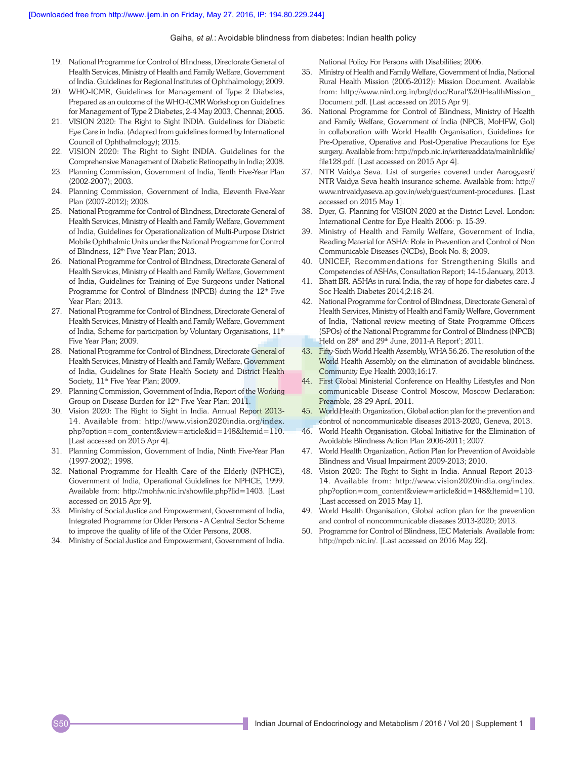19. National Programme for Control of Blindness, Directorate General of Health Services, Ministry of Health and Family Welfare, Government of India. Guidelines for Regional Institutes of Ophthalmology; 2009.
20. WHO-ICMR, Guidelines for Management of Type 2 Diabetes, Prepared as an outcome of the WHO-ICMR Workshop on Guidelines for Management of Type 2 Diabetes, 2-4 May 2003, Chennai; 2005.
21. VISION 2020: The Right to Sight INDIA. Guidelines for Diabetic Eye Care in India. (Adapted from guidelines formed by International Council of Ophthalmology); 2015.
22. VISION 2020: The Right to Sight INDIA. Guidelines for the Comprehensive Management of Diabetic Retinopathy in India; 2008.
23. Planning Commission, Government of India, Tenth Five-Year Plan (2002-2007); 2003.
24. Planning Commission, Government of India, Eleventh Five-Year Plan (2007-2012); 2008.
25. National Programme for Control of Blindness, Directorate General of Health Services, Ministry of Health and Family Welfare, Government of India, Guidelines for Operationalization of Multi-Purpose District Mobile Ophthalmic Units under the National Programme for Control of Blindness, 12th Five Year Plan; 2013.
26. National Programme for Control of Blindness, Directorate General of Health Services, Ministry of Health and Family Welfare, Government of India, Guidelines for Training of Eye Surgeons under National Programme for Control of Blindness (NPCB) during the 12th Five Year Plan; 2013.
27. National Programme for Control of Blindness, Directorate General of Health Services, Ministry of Health and Family Welfare, Government of India, Scheme for participation by Voluntary Organisations, 11th Five Year Plan; 2009.
28. National Programme for Control of Blindness, Directorate General of Health Services, Ministry of Health and Family Welfare, Government of India, Guidelines for State Health Society and District Health Society, 11th Five Year Plan; 2009.
29. Planning Commission, Government of India, Report of the Working Group on Disease Burden for 12th Five Year Plan; 2011.
30. Vision 2020: The Right to Sight in India. Annual Report 2013-14. Available from: http://www.vision2020india.org/index.php?option=com_content&view=article&id=148&Itemid=110. [Last accessed on 2015 Apr 4].
31. Planning Commission, Government of India, Ninth Five-Year Plan (1997-2002); 1998.
32. National Programme for Health Care of the Elderly (NPHCE), Government of India, Operational Guidelines for NPHCE, 1999. Available from: http://mohfw.nic.in/showfile.php?lid=1403. [Last accessed on 2015 Apr 9].
33. Ministry of Social Justice and Empowerment, Government of India, Integrated Programme for Older Persons - A Central Sector Scheme to improve the quality of life of the Older Persons, 2008.
34. Ministry of Social Justice and Empowerment, Government of India. National Policy For Persons with Disabilities; 2006.
35. Ministry of Health and Family Welfare, Government of India, National Rural Health Mission (2005-2012): Mission Document. Available from: http://www.nird.org.in/brgf/doc/Rural%20HealthMission_Document.pdf. [Last accessed on 2015 Apr 9].
36. National Programme for Control of Blindness, Ministry of Health and Family Welfare, Government of India (NPCB, MoHFW, GoI) in collaboration with World Health Organisation, Guidelines for Pre-Operative, Operative and Post-Operative Precautions for Eye surgery. Available from: http://npcb.nic.in/writereaddata/mainlinkfile/file128.pdf. [Last accessed on 2015 Apr 4].
37. NTR Vaidya Seva. List of surgeries covered under Aarogyasri/NTR Vaidya Seva health insurance scheme. Available from: http://www.ntrvaidyaseva.ap.gov.in/web/guest/current-procedures. [Last accessed on 2015 May 1].
38. Dyer, G. Planning for VISION 2020 at the District Level. London: International Centre for Eye Health 2006: p. 15-39.
39. Ministry of Health and Family Welfare, Government of India, Reading Material for ASHA: Role in Prevention and Control of Non Communicable Diseases (NCDs), Book No. 8; 2009.
40. UNICEF, Recommendations for Strengthening Skills and Competencies of ASHAs, Consultation Report; 14-15 January, 2013.
41. Bhatt BR. ASHAs in rural India, the ray of hope for diabetes care. J Soc Health Diabetes 2014;2:18-24.
42. National Programme for Control of Blindness, Directorate General of Health Services, Ministry of Health and Family Welfare, Government of India, 'National review meeting of State Programme Officers (SPOs) of the National Programme for Control of Blindness (NPCB) Held on 28th and 29th June, 2011-A Report'; 2011.
43. Fifty-Sixth World Health Assembly, WHA 56.26. The resolution of the World Health Assembly on the elimination of avoidable blindness. Community Eye Health 2003;16:17.
44. First Global Ministerial Conference on Healthy Lifestyles and Non communicable Disease Control Moscow, Moscow Declaration: Preamble, 28-29 April, 2011.
45. World Health Organization, Global action plan for the prevention and control of noncommunicable diseases 2013-2020, Geneva, 2013.
46. World Health Organisation. Global Initiative for the Elimination of Avoidable Blindness Action Plan 2006-2011; 2007.
47. World Health Organization, Action Plan for Prevention of Avoidable Blindness and Visual Impairment 2009-2013; 2010.
48. Vision 2020: The Right to Sight in India. Annual Report 2013-14. Available from: http://www.vision2020india.org/index.php?option=com_content&view=article&id=148&Itemid=110. [Last accessed on 2015 May 1].
49. World Health Organisation, Global action plan for the prevention and control of noncommunicable diseases 2013-2020; 2013.
50. Programme for Control of Blindness, IEC Materials. Available from: http://npcb.nic.in/. [Last accessed on 2016 May 22].